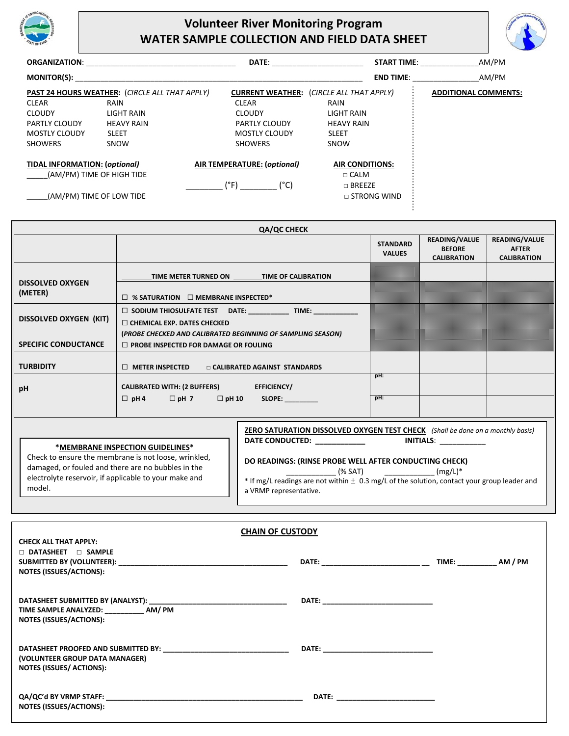# Volunteer River Monitoring Program
# WATER SAMPLE COLLECTION AND FIELD DATA SHEET

**ORGANIZATION**: ___________________________________ **DATE**: _____________________ **START TIME**: _____________AM/PM

**MONITOR(S):** ____________________________________________________________________ **END TIME**: _______________AM/PM

**PAST 24 HOURS WEATHER:** (*CIRCLE ALL THAT APPLY*)

CLEAR | RAIN
CLOUDY | LIGHT RAIN
PARTLY CLOUDY | HEAVY RAIN
MOSTLY CLOUDY | SLEET
SHOWERS | SNOW

**CURRENT WEATHER:** (*CIRCLE ALL THAT APPLY*)

CLEAR | RAIN
CLOUDY | LIGHT RAIN
PARTLY CLOUDY | HEAVY RAIN
MOSTLY CLOUDY | SLEET
SHOWERS | SNOW

**ADDITIONAL COMMENTS:**

**TIDAL INFORMATION: (*optional*)**

_____(AM/PM) TIME OF HIGH TIDE

_____(AM/PM) TIME OF LOW TIDE

**AIR TEMPERATURE: (*optional*)**

________ (°F) ________ (°C)

**AIR CONDITIONS:**

☐ CALM
☐ BREEZE
☐ STRONG WIND

## QA/QC CHECK

| | | STANDARD VALUES | READING/VALUE BEFORE CALIBRATION | READING/VALUE AFTER CALIBRATION |
|---|---|---|---|---|
| DISSOLVED OXYGEN (METER) | _______TIME METER TURNED ON _______TIME OF CALIBRATION | | | |
| | ☐ % SATURATION ☐ MEMBRANE INSPECTED* | | | |
| DISSOLVED OXYGEN (KIT) | ☐ SODIUM THIOSULFATE TEST DATE: __________ TIME: ___________ ☐ CHEMICAL EXP. DATES CHECKED | | | |
| SPECIFIC CONDUCTANCE | (*PROBE CHECKED AND CALIBRATED BEGINNING OF SAMPLING SEASON*) ☐ PROBE INSPECTED FOR DAMAGE OR FOULING | | | |
| TURBIDITY | ☐ METER INSPECTED ☐ CALIBRATED AGAINST STANDARDS | | | |
| pH | CALIBRATED WITH: (2 BUFFERS) ☐ pH 4 ☐ pH 7 ☐ pH 10 EFFICIENCY/ SLOPE: ________ | pH: | | |
| | | pH: | | |

**\*MEMBRANE INSPECTION GUIDELINES\***
Check to ensure the membrane is not loose, wrinkled, damaged, or fouled and there are no bubbles in the electrolyte reservoir, if applicable to your make and model.

**ZERO SATURATION DISSOLVED OXYGEN TEST CHECK** (*Shall be done on a monthly basis*)
**DATE CONDUCTED:** ____________ **INITIALS**: ___________

**DO READINGS: (RINSE PROBE WELL AFTER CONDUCTING CHECK)**
____________ (% SAT) ____________ (mg/L)*
\* If mg/L readings are not within ± 0.3 mg/L of the solution, contact your group leader and a VRMP representative.

## CHAIN OF CUSTODY

**CHECK ALL THAT APPLY:**
☐ **DATASHEET** ☐ **SAMPLE**
**SUBMITTED BY (VOLUNTEER):** ___________________________________________ **DATE:** _________________________ __ **TIME:** _________ **AM / PM**
**NOTES (ISSUES/ACTIONS):**

**DATASHEET SUBMITTED BY (ANALYST):** ___________________________________ **DATE:** ____________________________
**TIME SAMPLE ANALYZED:** _________ **AM/ PM**
**NOTES (ISSUES/ACTIONS):**

**DATASHEET PROOFED AND SUBMITTED BY:** _______________________________ **DATE:** ____________________________
**(VOLUNTEER GROUP DATA MANAGER)**
**NOTES (ISSUES/ ACTIONS):**

**QA/QC'd BY VRMP STAFF:** __________________________________________________ **DATE:** _________________________
**NOTES (ISSUES/ACTIONS):**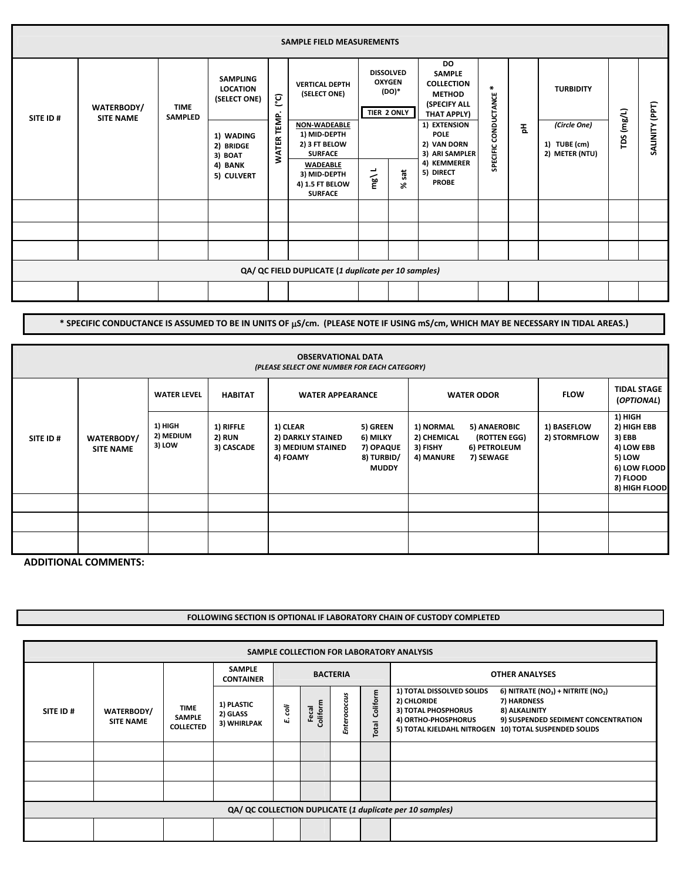## SAMPLE FIELD MEASUREMENTS

| SITE ID # | WATERBODY/ SITE NAME | TIME SAMPLED | SAMPLING LOCATION (SELECT ONE) 1) WADING 2) BRIDGE 3) BOAT 4) BANK 5) CULVERT | WATER TEMP. (°C) | VERTICAL DEPTH (SELECT ONE) NON-WADEABLE 1) MID-DEPTH 2) 3 FT BELOW SURFACE WADEABLE 3) MID-DEPTH 4) 1.5 FT BELOW SURFACE | DISSOLVED OXYGEN (DO)* TIER 2 ONLY | | DO SAMPLE COLLECTION METHOD (SPECIFY ALL THAT APPLY) 1) EXTENSION POLE 2) VAN DORN 3) ARI SAMPLER 4) KEMMERER 5) DIRECT PROBE | SPECIFIC CONDUCTANCE * | pH | TURBIDITY (Circle One) 1) TUBE (cm) 2) METER (NTU) | TDS (mg/L) | SALINITY (PPT) |
|---|---|---|---|---|---|---|---|---|---|---|---|---|---|
| | | | | | | mg\L | % sat | | | | | | |
| | | | | | | | | | | | | | |
| | | | | | | | | | | | | | |
| | | | | | | | | | | | | | |
| QA/ QC FIELD DUPLICATE (*1 duplicate per 10 samples*) | | | | | | | | | | | | | |
| | | | | | | | | | | | | | |

**\* SPECIFIC CONDUCTANCE IS ASSUMED TO BE IN UNITS OF μS/cm. (PLEASE NOTE IF USING mS/cm, WHICH MAY BE NECESSARY IN TIDAL AREAS.)**

## OBSERVATIONAL DATA

*(PLEASE SELECT ONE NUMBER FOR EACH CATEGORY)*

| SITE ID # | WATERBODY/ SITE NAME | WATER LEVEL | HABITAT | WATER APPEARANCE | WATER ODOR | FLOW | TIDAL STAGE (*OPTIONAL*) |
|---|---|---|---|---|---|---|---|
| | | 1) HIGH 2) MEDIUM 3) LOW | 1) RIFFLE 2) RUN 3) CASCADE | 1) CLEAR 2) DARKLY STAINED 3) MEDIUM STAINED 4) FOAMY 5) GREEN 6) MILKY 7) OPAQUE 8) TURBID/ MUDDY | 1) NORMAL 2) CHEMICAL 3) FISHY 4) MANURE 5) ANAEROBIC (ROTTEN EGG) 6) PETROLEUM 7) SEWAGE | 1) BASEFLOW 2) STORMFLOW | 1) HIGH 2) HIGH EBB 3) EBB 4) LOW EBB 5) LOW 6) LOW FLOOD 7) FLOOD 8) HIGH FLOOD |
| | | | | | | | |
| | | | | | | | |
| | | | | | | | |

**ADDITIONAL COMMENTS:**

**FOLLOWING SECTION IS OPTIONAL IF LABORATORY CHAIN OF CUSTODY COMPLETED**

## SAMPLE COLLECTION FOR LABORATORY ANALYSIS

| SITE ID # | WATERBODY/ SITE NAME | TIME SAMPLE COLLECTED | SAMPLE CONTAINER 1) PLASTIC 2) GLASS 3) WHIRLPAK | BACTERIA | | | | OTHER ANALYSES |
|---|---|---|---|---|---|---|---|---|
| | | | | *E. coli* | Fecal Coliform | *Enterococcus* | Total Coliform | 1) TOTAL DISSOLVED SOLIDS 2) CHLORIDE 3) TOTAL PHOSPHORUS 4) ORTHO-PHOSPHORUS 5) TOTAL KJELDAHL NITROGEN 6) NITRATE ($NO_3$) + NITRITE ($NO_2$) 7) HARDNESS 8) ALKALINITY 9) SUSPENDED SEDIMENT CONCENTRATION 10) TOTAL SUSPENDED SOLIDS |
| | | | | | | | | |
| | | | | | | | | |
| | | | | | | | | |
| QA/ QC COLLECTION DUPLICATE (*1 duplicate per 10 samples*) | | | | | | | | |
| | | | | | | | | |